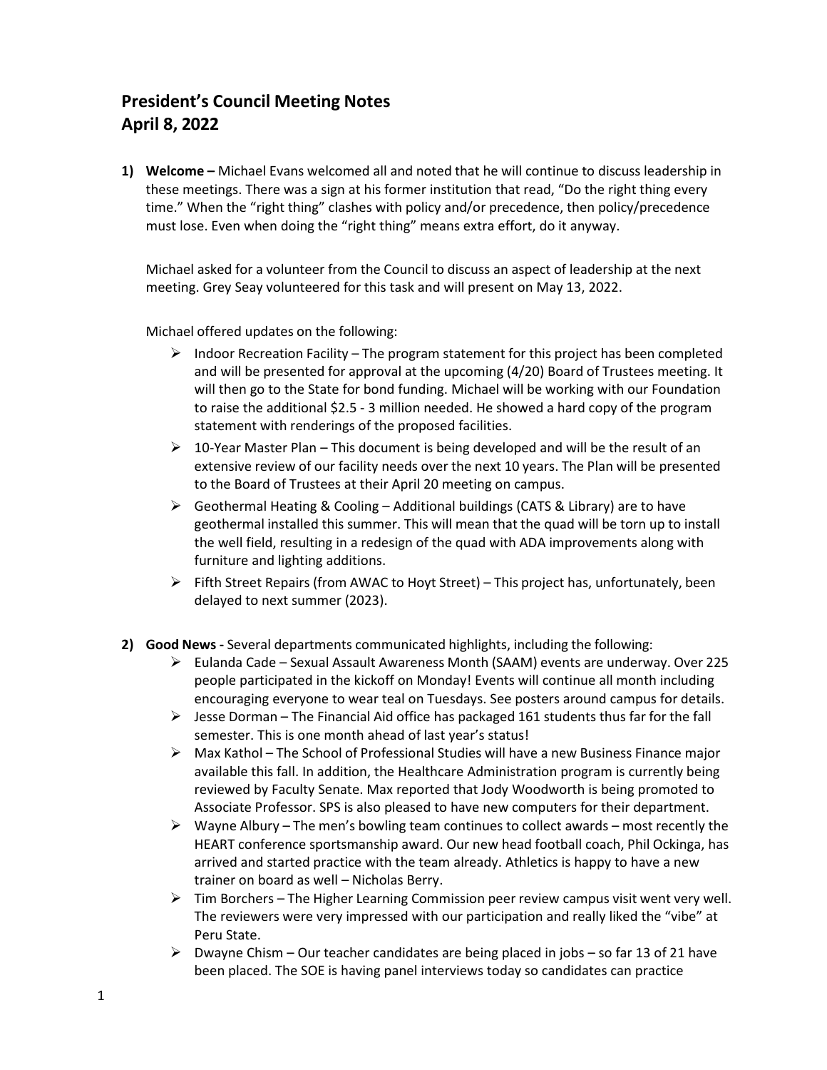# President's Council Meeting Notes
# April 8, 2022

1) **Welcome –** Michael Evans welcomed all and noted that he will continue to discuss leadership in these meetings. There was a sign at his former institution that read, "Do the right thing every time." When the "right thing" clashes with policy and/or precedence, then policy/precedence must lose. Even when doing the "right thing" means extra effort, do it anyway.

   Michael asked for a volunteer from the Council to discuss an aspect of leadership at the next meeting. Grey Seay volunteered for this task and will present on May 13, 2022.

   Michael offered updates on the following:

   - Indoor Recreation Facility – The program statement for this project has been completed and will be presented for approval at the upcoming (4/20) Board of Trustees meeting. It will then go to the State for bond funding. Michael will be working with our Foundation to raise the additional $2.5 - 3 million needed. He showed a hard copy of the program statement with renderings of the proposed facilities.
   - 10-Year Master Plan – This document is being developed and will be the result of an extensive review of our facility needs over the next 10 years. The Plan will be presented to the Board of Trustees at their April 20 meeting on campus.
   - Geothermal Heating & Cooling – Additional buildings (CATS & Library) are to have geothermal installed this summer. This will mean that the quad will be torn up to install the well field, resulting in a redesign of the quad with ADA improvements along with furniture and lighting additions.
   - Fifth Street Repairs (from AWAC to Hoyt Street) – This project has, unfortunately, been delayed to next summer (2023).

2) **Good News -** Several departments communicated highlights, including the following:

   - Eulanda Cade – Sexual Assault Awareness Month (SAAM) events are underway. Over 225 people participated in the kickoff on Monday! Events will continue all month including encouraging everyone to wear teal on Tuesdays. See posters around campus for details.
   - Jesse Dorman – The Financial Aid office has packaged 161 students thus far for the fall semester. This is one month ahead of last year's status!
   - Max Kathol – The School of Professional Studies will have a new Business Finance major available this fall. In addition, the Healthcare Administration program is currently being reviewed by Faculty Senate. Max reported that Jody Woodworth is being promoted to Associate Professor. SPS is also pleased to have new computers for their department.
   - Wayne Albury – The men's bowling team continues to collect awards – most recently the HEART conference sportsmanship award. Our new head football coach, Phil Ockinga, has arrived and started practice with the team already. Athletics is happy to have a new trainer on board as well – Nicholas Berry.
   - Tim Borchers – The Higher Learning Commission peer review campus visit went very well. The reviewers were very impressed with our participation and really liked the "vibe" at Peru State.
   - Dwayne Chism – Our teacher candidates are being placed in jobs – so far 13 of 21 have been placed. The SOE is having panel interviews today so candidates can practice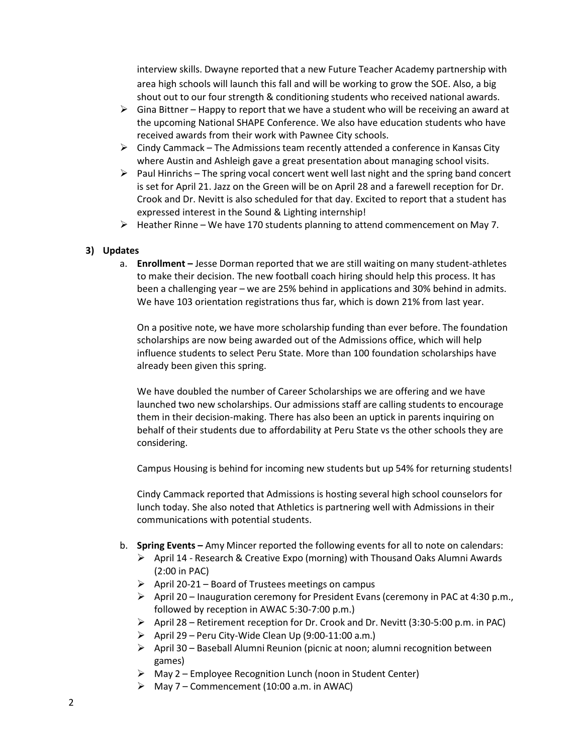interview skills. Dwayne reported that a new Future Teacher Academy partnership with area high schools will launch this fall and will be working to grow the SOE. Also, a big shout out to our four strength & conditioning students who received national awards.

- Gina Bittner – Happy to report that we have a student who will be receiving an award at the upcoming National SHAPE Conference. We also have education students who have received awards from their work with Pawnee City schools.
- Cindy Cammack – The Admissions team recently attended a conference in Kansas City where Austin and Ashleigh gave a great presentation about managing school visits.
- Paul Hinrichs – The spring vocal concert went well last night and the spring band concert is set for April 21. Jazz on the Green will be on April 28 and a farewell reception for Dr. Crook and Dr. Nevitt is also scheduled for that day. Excited to report that a student has expressed interest in the Sound & Lighting internship!
- Heather Rinne – We have 170 students planning to attend commencement on May 7.

**3) Updates**

a. **Enrollment –** Jesse Dorman reported that we are still waiting on many student-athletes to make their decision. The new football coach hiring should help this process. It has been a challenging year – we are 25% behind in applications and 30% behind in admits. We have 103 orientation registrations thus far, which is down 21% from last year.

On a positive note, we have more scholarship funding than ever before. The foundation scholarships are now being awarded out of the Admissions office, which will help influence students to select Peru State. More than 100 foundation scholarships have already been given this spring.

We have doubled the number of Career Scholarships we are offering and we have launched two new scholarships. Our admissions staff are calling students to encourage them in their decision-making. There has also been an uptick in parents inquiring on behalf of their students due to affordability at Peru State vs the other schools they are considering.

Campus Housing is behind for incoming new students but up 54% for returning students!

Cindy Cammack reported that Admissions is hosting several high school counselors for lunch today. She also noted that Athletics is partnering well with Admissions in their communications with potential students.

b. **Spring Events –** Amy Mincer reported the following events for all to note on calendars:

- April 14 - Research & Creative Expo (morning) with Thousand Oaks Alumni Awards (2:00 in PAC)
- April 20-21 – Board of Trustees meetings on campus
- April 20 – Inauguration ceremony for President Evans (ceremony in PAC at 4:30 p.m., followed by reception in AWAC 5:30-7:00 p.m.)
- April 28 – Retirement reception for Dr. Crook and Dr. Nevitt (3:30-5:00 p.m. in PAC)
- April 29 – Peru City-Wide Clean Up (9:00-11:00 a.m.)
- April 30 – Baseball Alumni Reunion (picnic at noon; alumni recognition between games)
- May 2 – Employee Recognition Lunch (noon in Student Center)
- May 7 – Commencement (10:00 a.m. in AWAC)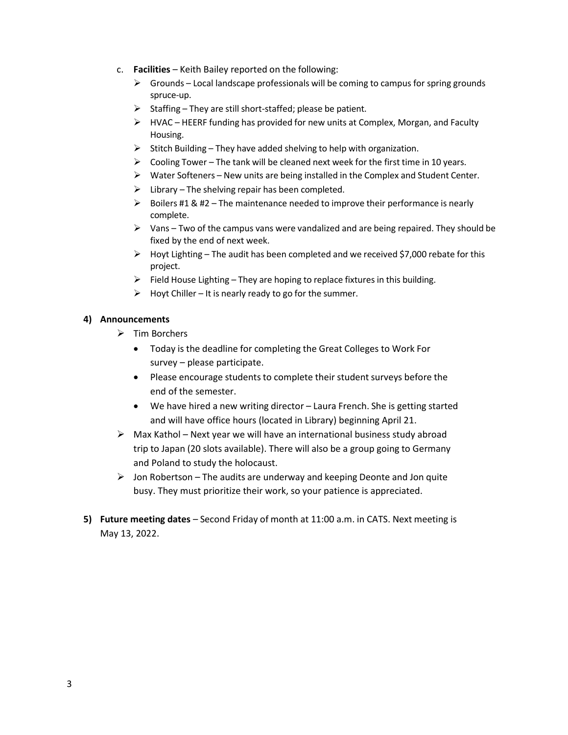c. **Facilities** – Keith Bailey reported on the following:
   - Grounds – Local landscape professionals will be coming to campus for spring grounds spruce-up.
   - Staffing – They are still short-staffed; please be patient.
   - HVAC – HEERF funding has provided for new units at Complex, Morgan, and Faculty Housing.
   - Stitch Building – They have added shelving to help with organization.
   - Cooling Tower – The tank will be cleaned next week for the first time in 10 years.
   - Water Softeners – New units are being installed in the Complex and Student Center.
   - Library – The shelving repair has been completed.
   - Boilers #1 & #2 – The maintenance needed to improve their performance is nearly complete.
   - Vans – Two of the campus vans were vandalized and are being repaired. They should be fixed by the end of next week.
   - Hoyt Lighting – The audit has been completed and we received $7,000 rebate for this project.
   - Field House Lighting – They are hoping to replace fixtures in this building.
   - Hoyt Chiller – It is nearly ready to go for the summer.

**4) Announcements**

- Tim Borchers
  - Today is the deadline for completing the Great Colleges to Work For survey – please participate.
  - Please encourage students to complete their student surveys before the end of the semester.
  - We have hired a new writing director – Laura French. She is getting started and will have office hours (located in Library) beginning April 21.
- Max Kathol – Next year we will have an international business study abroad trip to Japan (20 slots available). There will also be a group going to Germany and Poland to study the holocaust.
- Jon Robertson – The audits are underway and keeping Deonte and Jon quite busy. They must prioritize their work, so your patience is appreciated.

**5) Future meeting dates** – Second Friday of month at 11:00 a.m. in CATS. Next meeting is May 13, 2022.